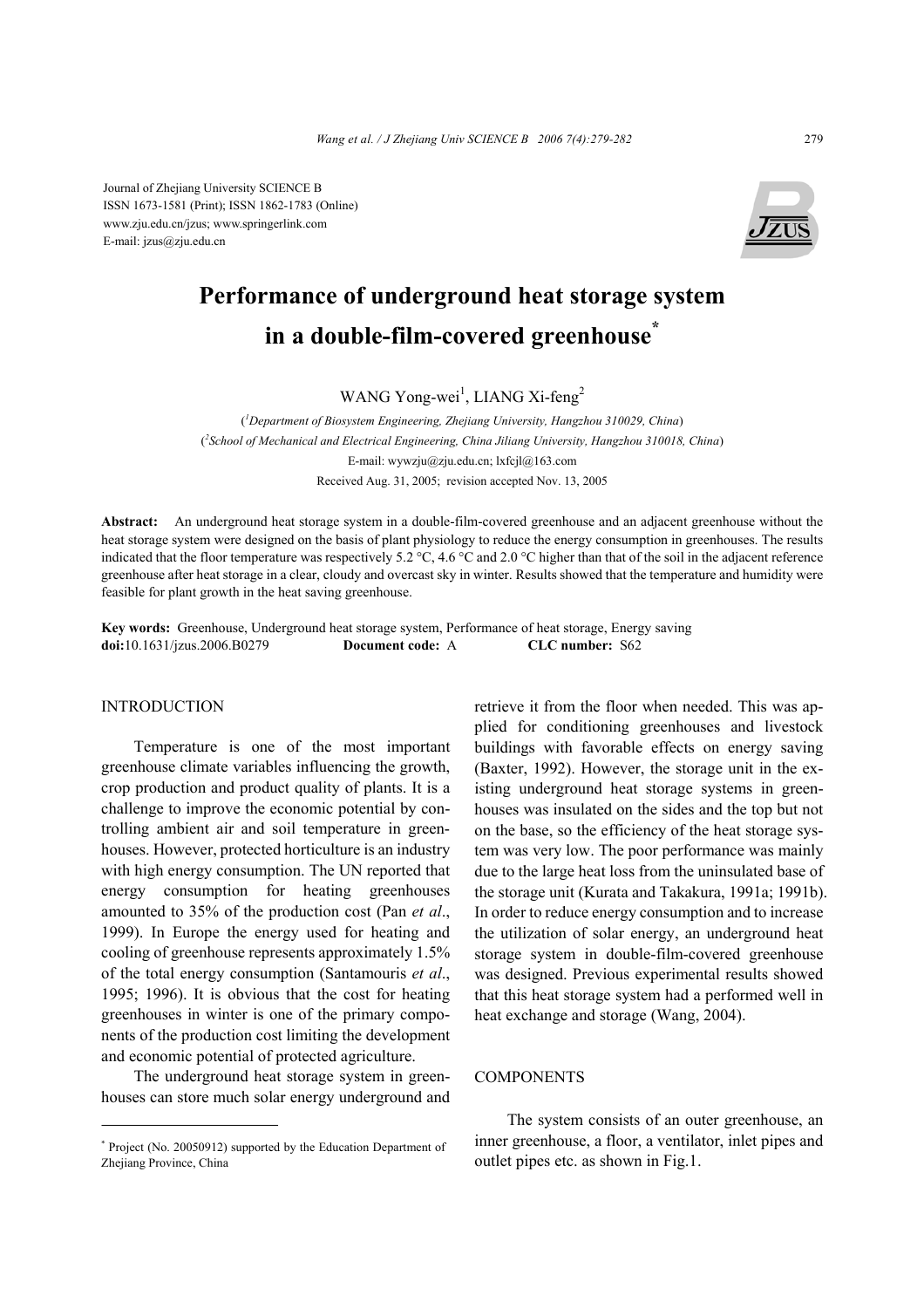Journal of Zhejiang University SCIENCE B
ISSN 1673-1581 (Print); ISSN 1862-1783 (Online)
www.zju.edu.cn/jzus; www.springerlink.com
E-mail: jzus@zju.edu.cn

# Performance of underground heat storage system in a double-film-covered greenhouse*

WANG Yong-wei[1], LIANG Xi-feng[2]

([1]*Department of Biosystem Engineering, Zhejiang University, Hangzhou 310029, China*)
([2]*School of Mechanical and Electrical Engineering, China Jiliang University, Hangzhou 310018, China*)
E-mail: wywzju@zju.edu.cn; lxfcjl@163.com
Received Aug. 31, 2005; revision accepted Nov. 13, 2005

**Abstract:** An underground heat storage system in a double-film-covered greenhouse and an adjacent greenhouse without the heat storage system were designed on the basis of plant physiology to reduce the energy consumption in greenhouses. The results indicated that the floor temperature was respectively 5.2 °C, 4.6 °C and 2.0 °C higher than that of the soil in the adjacent reference greenhouse after heat storage in a clear, cloudy and overcast sky in winter. Results showed that the temperature and humidity were feasible for plant growth in the heat saving greenhouse.

**Key words:** Greenhouse, Underground heat storage system, Performance of heat storage, Energy saving
**doi:**10.1631/jzus.2006.B0279 **Document code:** A **CLC number:** S62

## INTRODUCTION

Temperature is one of the most important greenhouse climate variables influencing the growth, crop production and product quality of plants. It is a challenge to improve the economic potential by controlling ambient air and soil temperature in greenhouses. However, protected horticulture is an industry with high energy consumption. The UN reported that energy consumption for heating greenhouses amounted to 35% of the production cost (Pan *et al*., 1999). In Europe the energy used for heating and cooling of greenhouse represents approximately 1.5% of the total energy consumption (Santamouris *et al*., 1995; 1996). It is obvious that the cost for heating greenhouses in winter is one of the primary components of the production cost limiting the development and economic potential of protected agriculture.

The underground heat storage system in greenhouses can store much solar energy underground and retrieve it from the floor when needed. This was applied for conditioning greenhouses and livestock buildings with favorable effects on energy saving (Baxter, 1992). However, the storage unit in the existing underground heat storage systems in greenhouses was insulated on the sides and the top but not on the base, so the efficiency of the heat storage system was very low. The poor performance was mainly due to the large heat loss from the uninsulated base of the storage unit (Kurata and Takakura, 1991a; 1991b). In order to reduce energy consumption and to increase the utilization of solar energy, an underground heat storage system in double-film-covered greenhouse was designed. Previous experimental results showed that this heat storage system had a performed well in heat exchange and storage (Wang, 2004).

## COMPONENTS

The system consists of an outer greenhouse, an inner greenhouse, a floor, a ventilator, inlet pipes and outlet pipes etc. as shown in Fig.1.

---

\* Project (No. 20050912) supported by the Education Department of Zhejiang Province, China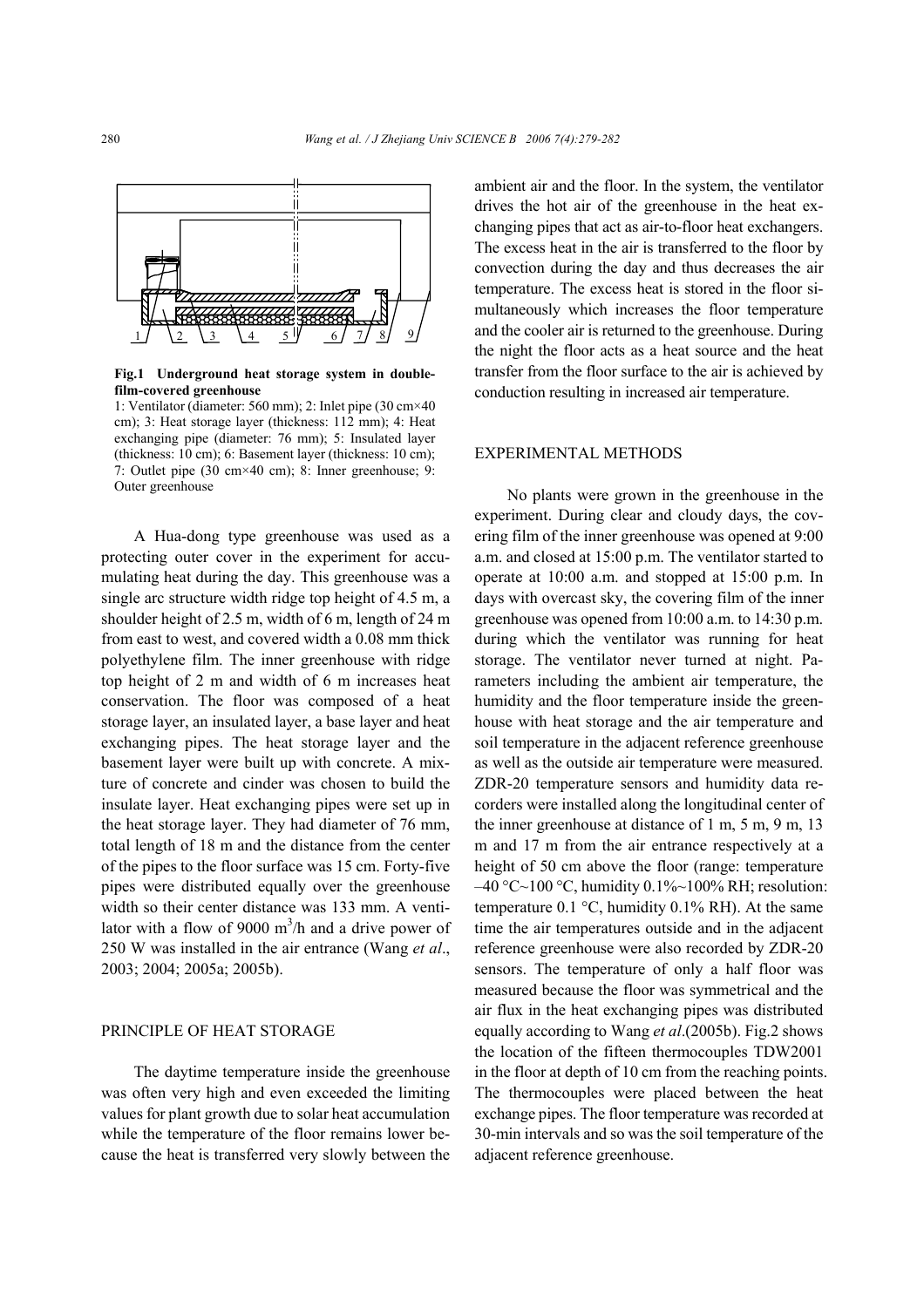**Fig.1 Underground heat storage system in double-film-covered greenhouse**

1: Ventilator (diameter: 560 mm); 2: Inlet pipe (30 cm×40 cm); 3: Heat storage layer (thickness: 112 mm); 4: Heat exchanging pipe (diameter: 76 mm); 5: Insulated layer (thickness: 10 cm); 6: Basement layer (thickness: 10 cm); 7: Outlet pipe (30 cm×40 cm); 8: Inner greenhouse; 9: Outer greenhouse

A Hua-dong type greenhouse was used as a protecting outer cover in the experiment for accumulating heat during the day. This greenhouse was a single arc structure width ridge top height of 4.5 m, a shoulder height of 2.5 m, width of 6 m, length of 24 m from east to west, and covered width a 0.08 mm thick polyethylene film. The inner greenhouse with ridge top height of 2 m and width of 6 m increases heat conservation. The floor was composed of a heat storage layer, an insulated layer, a base layer and heat exchanging pipes. The heat storage layer and the basement layer were built up with concrete. A mixture of concrete and cinder was chosen to build the insulate layer. Heat exchanging pipes were set up in the heat storage layer. They had diameter of 76 mm, total length of 18 m and the distance from the center of the pipes to the floor surface was 15 cm. Forty-five pipes were distributed equally over the greenhouse width so their center distance was 133 mm. A ventilator with a flow of 9000 $m^3$/h and a drive power of 250 W was installed in the air entrance (Wang *et al*., 2003; 2004; 2005a; 2005b).

## PRINCIPLE OF HEAT STORAGE

The daytime temperature inside the greenhouse was often very high and even exceeded the limiting values for plant growth due to solar heat accumulation while the temperature of the floor remains lower because the heat is transferred very slowly between the ambient air and the floor. In the system, the ventilator drives the hot air of the greenhouse in the heat exchanging pipes that act as air-to-floor heat exchangers. The excess heat in the air is transferred to the floor by convection during the day and thus decreases the air temperature. The excess heat is stored in the floor simultaneously which increases the floor temperature and the cooler air is returned to the greenhouse. During the night the floor acts as a heat source and the heat transfer from the floor surface to the air is achieved by conduction resulting in increased air temperature.

## EXPERIMENTAL METHODS

No plants were grown in the greenhouse in the experiment. During clear and cloudy days, the covering film of the inner greenhouse was opened at 9:00 a.m. and closed at 15:00 p.m. The ventilator started to operate at 10:00 a.m. and stopped at 15:00 p.m. In days with overcast sky, the covering film of the inner greenhouse was opened from 10:00 a.m. to 14:30 p.m. during which the ventilator was running for heat storage. The ventilator never turned at night. Parameters including the ambient air temperature, the humidity and the floor temperature inside the greenhouse with heat storage and the air temperature and soil temperature in the adjacent reference greenhouse as well as the outside air temperature were measured. ZDR-20 temperature sensors and humidity data recorders were installed along the longitudinal center of the inner greenhouse at distance of 1 m, 5 m, 9 m, 13 m and 17 m from the air entrance respectively at a height of 50 cm above the floor (range: temperature –40 °C~100 °C, humidity 0.1%~100% RH; resolution: temperature 0.1 °C, humidity 0.1% RH). At the same time the air temperatures outside and in the adjacent reference greenhouse were also recorded by ZDR-20 sensors. The temperature of only a half floor was measured because the floor was symmetrical and the air flux in the heat exchanging pipes was distributed equally according to Wang *et al*.(2005b). Fig.2 shows the location of the fifteen thermocouples TDW2001 in the floor at depth of 10 cm from the reaching points. The thermocouples were placed between the heat exchange pipes. The floor temperature was recorded at 30-min intervals and so was the soil temperature of the adjacent reference greenhouse.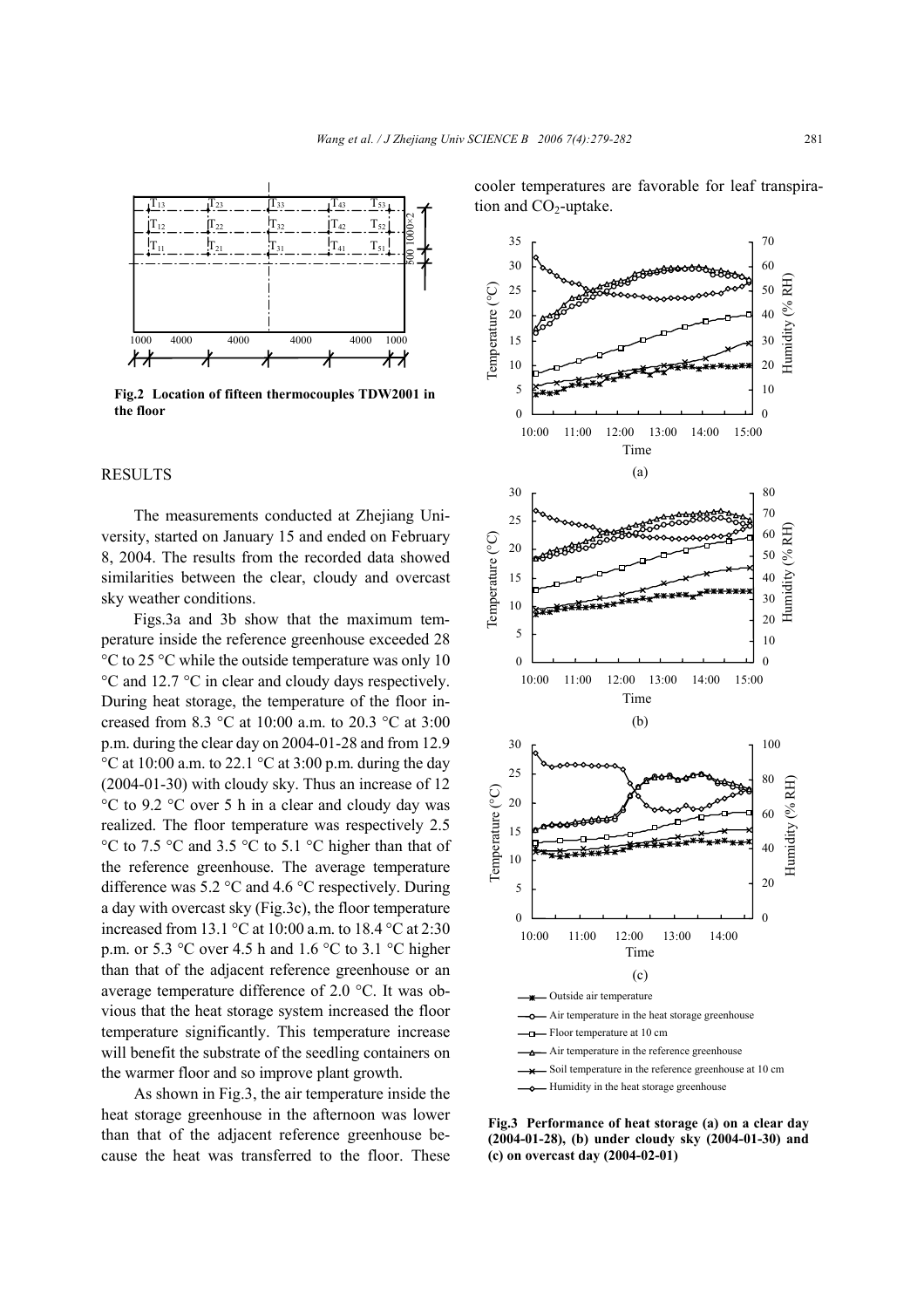**Fig.2 Location of fifteen thermocouples TDW2001 in the floor**

## RESULTS

The measurements conducted at Zhejiang University, started on January 15 and ended on February 8, 2004. The results from the recorded data showed similarities between the clear, cloudy and overcast sky weather conditions.

Figs.3a and 3b show that the maximum temperature inside the reference greenhouse exceeded 28 °C to 25 °C while the outside temperature was only 10 °C and 12.7 °C in clear and cloudy days respectively. During heat storage, the temperature of the floor increased from 8.3 °C at 10:00 a.m. to 20.3 °C at 3:00 p.m. during the clear day on 2004-01-28 and from 12.9 °C at 10:00 a.m. to 22.1 °C at 3:00 p.m. during the day (2004-01-30) with cloudy sky. Thus an increase of 12 °C to 9.2 °C over 5 h in a clear and cloudy day was realized. The floor temperature was respectively 2.5 °C to 7.5 °C and 3.5 °C to 5.1 °C higher than that of the reference greenhouse. The average temperature difference was 5.2 °C and 4.6 °C respectively. During a day with overcast sky (Fig.3c), the floor temperature increased from 13.1 °C at 10:00 a.m. to 18.4 °C at 2:30 p.m. or 5.3 °C over 4.5 h and 1.6 °C to 3.1 °C higher than that of the adjacent reference greenhouse or an average temperature difference of 2.0 °C. It was obvious that the heat storage system increased the floor temperature significantly. This temperature increase will benefit the substrate of the seedling containers on the warmer floor and so improve plant growth.

As shown in Fig.3, the air temperature inside the heat storage greenhouse in the afternoon was lower than that of the adjacent reference greenhouse because the heat was transferred to the floor. These cooler temperatures are favorable for leaf transpiration and $CO_2$-uptake.

**Fig.3 Performance of heat storage (a) on a clear day (2004-01-28), (b) under cloudy sky (2004-01-30) and (c) on overcast day (2004-02-01)**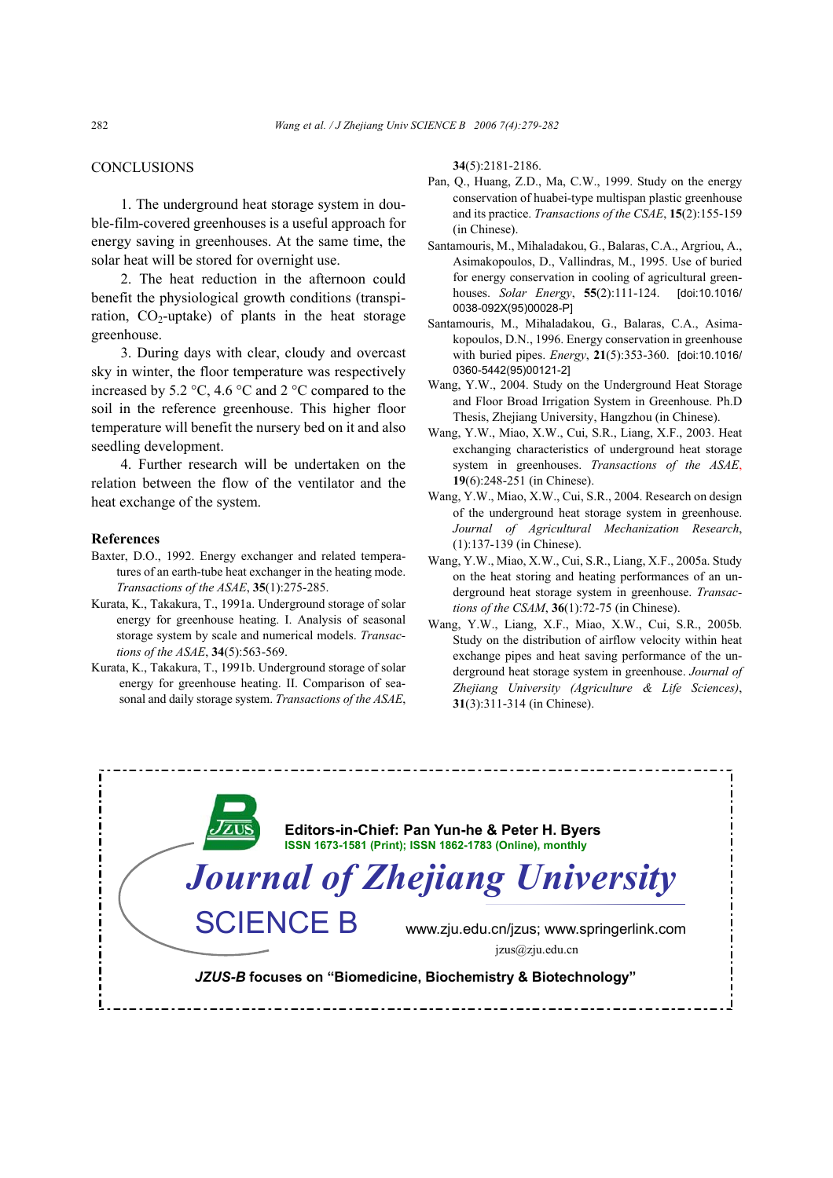## CONCLUSIONS

1. The underground heat storage system in double-film-covered greenhouses is a useful approach for energy saving in greenhouses. At the same time, the solar heat will be stored for overnight use.

2. The heat reduction in the afternoon could benefit the physiological growth conditions (transpiration, $CO_2$-uptake) of plants in the heat storage greenhouse.

3. During days with clear, cloudy and overcast sky in winter, the floor temperature was respectively increased by 5.2 °C, 4.6 °C and 2 °C compared to the soil in the reference greenhouse. This higher floor temperature will benefit the nursery bed on it and also seedling development.

4. Further research will be undertaken on the relation between the flow of the ventilator and the heat exchange of the system.

### References

Baxter, D.O., 1992. Energy exchanger and related temperatures of an earth-tube heat exchanger in the heating mode. *Transactions of the ASAE*, **35**(1):275-285.

Kurata, K., Takakura, T., 1991a. Underground storage of solar energy for greenhouse heating. I. Analysis of seasonal storage system by scale and numerical models. *Transactions of the ASAE*, **34**(5):563-569.

Kurata, K., Takakura, T., 1991b. Underground storage of solar energy for greenhouse heating. II. Comparison of seasonal and daily storage system. *Transactions of the ASAE*, **34**(5):2181-2186.

Pan, Q., Huang, Z.D., Ma, C.W., 1999. Study on the energy conservation of huabei-type multispan plastic greenhouse and its practice. *Transactions of the CSAE*, **15**(2):155-159 (in Chinese).

Santamouris, M., Mihaladakou, G., Balaras, C.A., Argriou, A., Asimakopoulos, D., Vallindras, M., 1995. Use of buried for energy conservation in cooling of agricultural greenhouses. *Solar Energy*, **55**(2):111-124. [doi:10.1016/0038-092X(95)00028-P]

Santamouris, M., Mihaladakou, G., Balaras, C.A., Asimakopoulos, D.N., 1996. Energy conservation in greenhouse with buried pipes. *Energy*, **21**(5):353-360. [doi:10.1016/0360-5442(95)00121-2]

Wang, Y.W., 2004. Study on the Underground Heat Storage and Floor Broad Irrigation System in Greenhouse. Ph.D Thesis, Zhejiang University, Hangzhou (in Chinese).

Wang, Y.W., Miao, X.W., Cui, S.R., Liang, X.F., 2003. Heat exchanging characteristics of underground heat storage system in greenhouses. *Transactions of the ASAE*, **19**(6):248-251 (in Chinese).

Wang, Y.W., Miao, X.W., Cui, S.R., 2004. Research on design of the underground heat storage system in greenhouse. *Journal of Agricultural Mechanization Research*, (1):137-139 (in Chinese).

Wang, Y.W., Miao, X.W., Cui, S.R., Liang, X.F., 2005a. Study on the heat storing and heating performances of an underground heat storage system in greenhouse. *Transactions of the CSAM*, **36**(1):72-75 (in Chinese).

Wang, Y.W., Liang, X.F., Miao, X.W., Cui, S.R., 2005b. Study on the distribution of airflow velocity within heat exchange pipes and heat saving performance of the underground heat storage system in greenhouse. *Journal of Zhejiang University (Agriculture & Life Sciences)*, **31**(3):311-314 (in Chinese).

---

**Editors-in-Chief: Pan Yun-he & Peter H. Byers**
**ISSN 1673-1581 (Print); ISSN 1862-1783 (Online), monthly**

***Journal of Zhejiang University***
SCIENCE B

www.zju.edu.cn/jzus; www.springerlink.com
jzus@zju.edu.cn

***JZUS-B*** **focuses on "Biomedicine, Biochemistry & Biotechnology"**